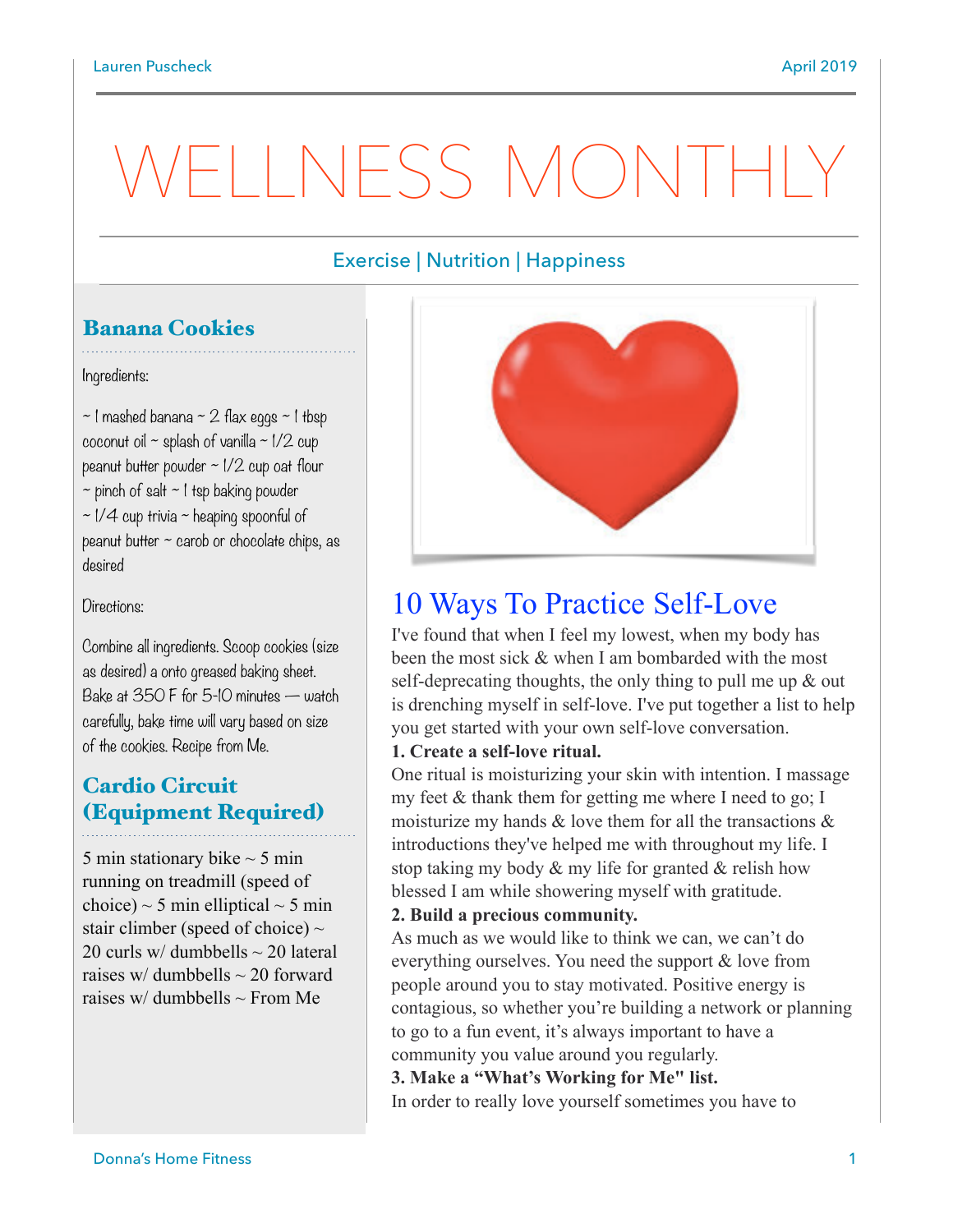# WELLNESS MONTHLY

Exercise | Nutrition | Happiness

## Banana Cookies

Ingredients:

~ 1 mashed banana ~ 2 flax eggs ~ 1 tbsp coconut oil ~ splash of vanilla ~ 1/2 cup peanut butter powder ~ 1/2 cup oat flour ~ pinch of salt ~ 1 tsp baking powder ~ 1/4 cup trivia ~ heaping spoonful of peanut butter ~ carob or chocolate chips, as desired

Directions:

Combine all ingredients. Scoop cookies (size as desired) a onto greased baking sheet. Bake at 350 F for 5-10 minutes — watch carefully, bake time will vary based on size of the cookies. Recipe from Me.

## Cardio Circuit (Equipment Required)

5 min stationary bike ~ 5 min running on treadmill (speed of choice) ~ 5 min elliptical ~ 5 min stair climber (speed of choice) ~ 20 curls w/ dumbbells ~ 20 lateral raises w/ dumbbells ~ 20 forward raises w/ dumbbells ~ From Me

## 10 Ways To Practice Self-Love

I've found that when I feel my lowest, when my body has been the most sick & when I am bombarded with the most self-deprecating thoughts, the only thing to pull me up & out is drenching myself in self-love. I've put together a list to help you get started with your own self-love conversation.

**1. Create a self-love ritual.**

One ritual is moisturizing your skin with intention. I massage my feet & thank them for getting me where I need to go; I moisturize my hands & love them for all the transactions & introductions they've helped me with throughout my life. I stop taking my body & my life for granted & relish how blessed I am while showering myself with gratitude.

**2. Build a precious community.**

As much as we would like to think we can, we can't do everything ourselves. You need the support & love from people around you to stay motivated. Positive energy is contagious, so whether you're building a network or planning to go to a fun event, it's always important to have a community you value around you regularly.

**3. Make a "What's Working for Me" list.**

In order to really love yourself sometimes you have to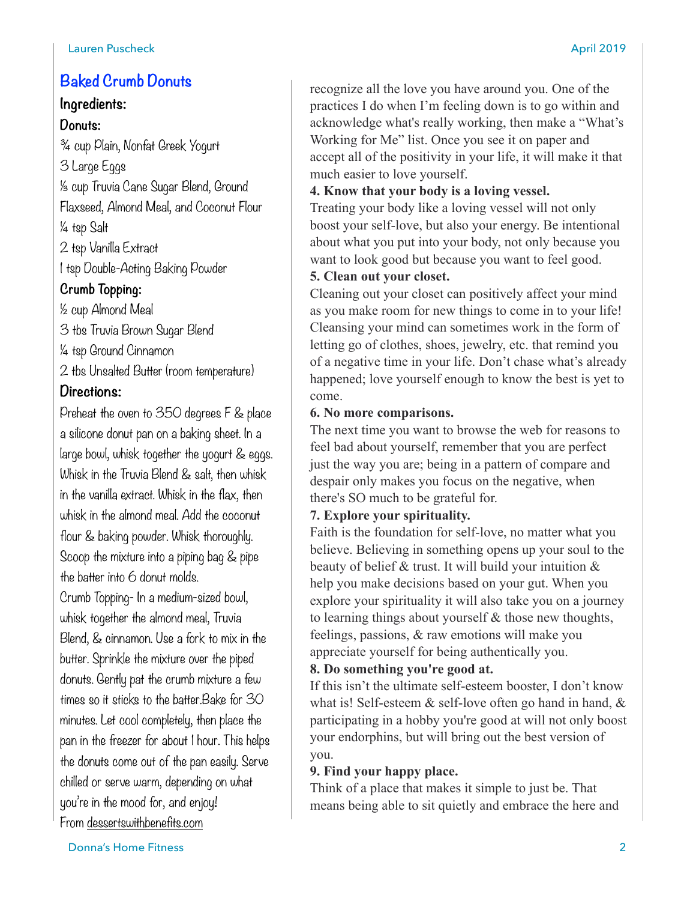## Baked Crumb Donuts

### Ingredients:

#### Donuts:

¾ cup Plain, Nonfat Greek Yogurt
3 Large Eggs
⅓ cup Truvia Cane Sugar Blend, Ground Flaxseed, Almond Meal, and Coconut Flour
¼ tsp Salt
2 tsp Vanilla Extract
1 tsp Double-Acting Baking Powder

#### Crumb Topping:

½ cup Almond Meal
3 tbs Truvia Brown Sugar Blend
¼ tsp Ground Cinnamon
2 tbs Unsalted Butter (room temperature)

### Directions:

Preheat the oven to 350 degrees F & place a silicone donut pan on a baking sheet. In a large bowl, whisk together the yogurt & eggs. Whisk in the Truvia Blend & salt, then whisk in the vanilla extract. Whisk in the flax, then whisk in the almond meal. Add the coconut flour & baking powder. Whisk thoroughly. Scoop the mixture into a piping bag & pipe the batter into 6 donut molds.

Crumb Topping- In a medium-sized bowl, whisk together the almond meal, Truvia Blend, & cinnamon. Use a fork to mix in the butter. Sprinkle the mixture over the piped donuts. Gently pat the crumb mixture a few times so it sticks to the batter.Bake for 30 minutes. Let cool completely, then place the pan in the freezer for about 1 hour. This helps the donuts come out of the pan easily. Serve chilled or serve warm, depending on what you're in the mood for, and enjoy!

From dessertswithbenefits.com

recognize all the love you have around you. One of the practices I do when I'm feeling down is to go within and acknowledge what's really working, then make a "What's Working for Me" list. Once you see it on paper and accept all of the positivity in your life, it will make it that much easier to love yourself.

**4. Know that your body is a loving vessel.**

Treating your body like a loving vessel will not only boost your self-love, but also your energy. Be intentional about what you put into your body, not only because you want to look good but because you want to feel good.

**5. Clean out your closet.**

Cleaning out your closet can positively affect your mind as you make room for new things to come in to your life! Cleansing your mind can sometimes work in the form of letting go of clothes, shoes, jewelry, etc. that remind you of a negative time in your life. Don't chase what's already happened; love yourself enough to know the best is yet to come.

**6. No more comparisons.**

The next time you want to browse the web for reasons to feel bad about yourself, remember that you are perfect just the way you are; being in a pattern of compare and despair only makes you focus on the negative, when there's SO much to be grateful for.

**7. Explore your spirituality.**

Faith is the foundation for self-love, no matter what you believe. Believing in something opens up your soul to the beauty of belief & trust. It will build your intuition & help you make decisions based on your gut. When you explore your spirituality it will also take you on a journey to learning things about yourself & those new thoughts, feelings, passions, & raw emotions will make you appreciate yourself for being authentically you.

**8. Do something you're good at.**

If this isn't the ultimate self-esteem booster, I don't know what is! Self-esteem & self-love often go hand in hand, & participating in a hobby you're good at will not only boost your endorphins, but will bring out the best version of you.

**9. Find your happy place.**

Think of a place that makes it simple to just be. That means being able to sit quietly and embrace the here and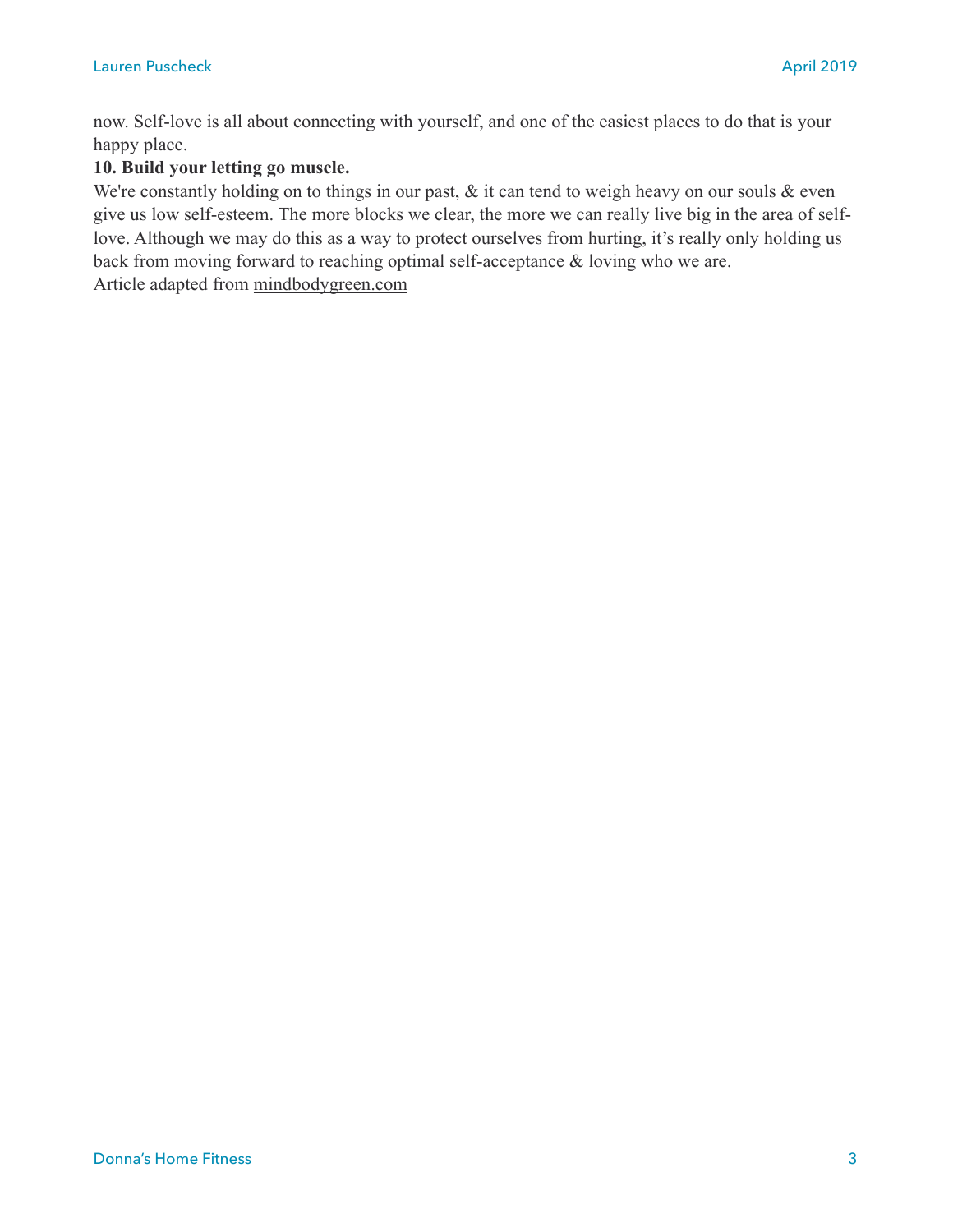now. Self-love is all about connecting with yourself, and one of the easiest places to do that is your happy place.

**10. Build your letting go muscle.**

We're constantly holding on to things in our past, & it can tend to weigh heavy on our souls & even give us low self-esteem. The more blocks we clear, the more we can really live big in the area of self-love. Although we may do this as a way to protect ourselves from hurting, it's really only holding us back from moving forward to reaching optimal self-acceptance & loving who we are.

Article adapted from mindbodygreen.com